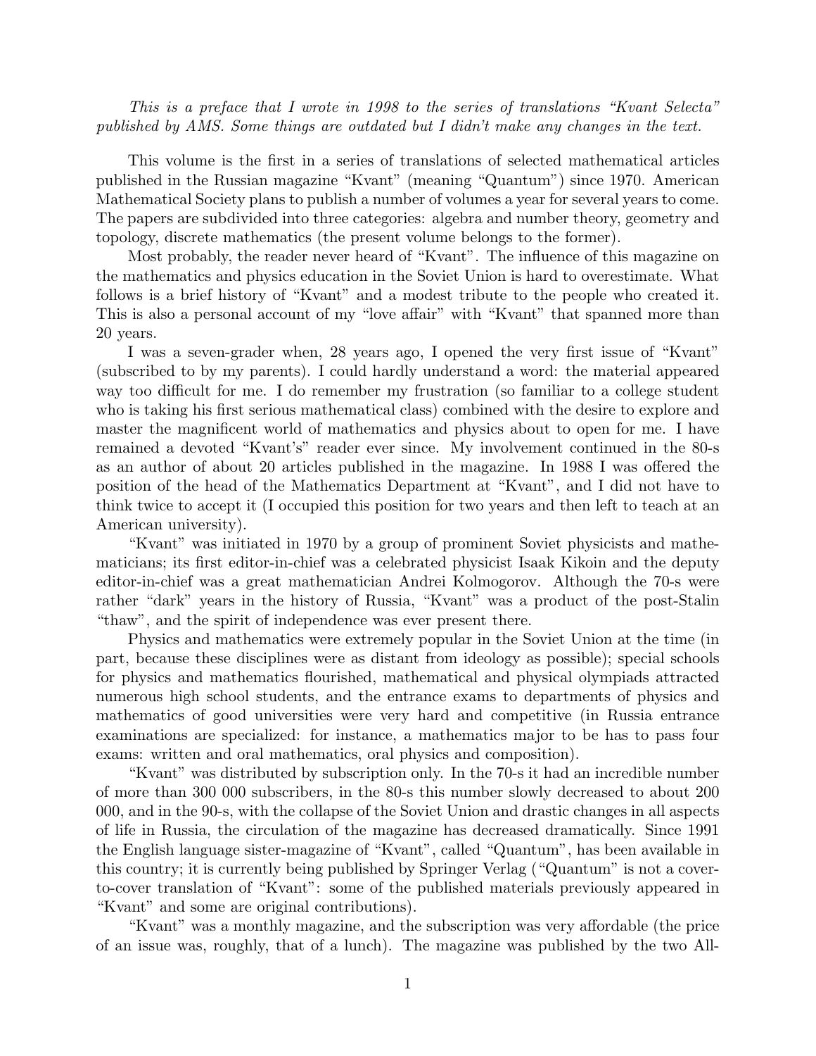*This is a preface that I wrote in 1998 to the series of translations "Kvant Selecta" published by AMS. Some things are outdated but I didn't make any changes in the text.*

This volume is the first in a series of translations of selected mathematical articles published in the Russian magazine "Kvant" (meaning "Quantum") since 1970. American Mathematical Society plans to publish a number of volumes a year for several years to come. The papers are subdivided into three categories: algebra and number theory, geometry and topology, discrete mathematics (the present volume belongs to the former).

Most probably, the reader never heard of "Kvant". The influence of this magazine on the mathematics and physics education in the Soviet Union is hard to overestimate. What follows is a brief history of "Kvant" and a modest tribute to the people who created it. This is also a personal account of my "love affair" with "Kvant" that spanned more than 20 years.

I was a seven-grader when, 28 years ago, I opened the very first issue of "Kvant" (subscribed to by my parents). I could hardly understand a word: the material appeared way too difficult for me. I do remember my frustration (so familiar to a college student who is taking his first serious mathematical class) combined with the desire to explore and master the magnificent world of mathematics and physics about to open for me. I have remained a devoted "Kvant's" reader ever since. My involvement continued in the 80-s as an author of about 20 articles published in the magazine. In 1988 I was offered the position of the head of the Mathematics Department at "Kvant", and I did not have to think twice to accept it (I occupied this position for two years and then left to teach at an American university).

"Kvant" was initiated in 1970 by a group of prominent Soviet physicists and mathematicians; its first editor-in-chief was a celebrated physicist Isaak Kikoin and the deputy editor-in-chief was a great mathematician Andrei Kolmogorov. Although the 70-s were rather "dark" years in the history of Russia, "Kvant" was a product of the post-Stalin "thaw", and the spirit of independence was ever present there.

Physics and mathematics were extremely popular in the Soviet Union at the time (in part, because these disciplines were as distant from ideology as possible); special schools for physics and mathematics flourished, mathematical and physical olympiads attracted numerous high school students, and the entrance exams to departments of physics and mathematics of good universities were very hard and competitive (in Russia entrance examinations are specialized: for instance, a mathematics major to be has to pass four exams: written and oral mathematics, oral physics and composition).

"Kvant" was distributed by subscription only. In the 70-s it had an incredible number of more than 300 000 subscribers, in the 80-s this number slowly decreased to about 200 000, and in the 90-s, with the collapse of the Soviet Union and drastic changes in all aspects of life in Russia, the circulation of the magazine has decreased dramatically. Since 1991 the English language sister-magazine of "Kvant", called "Quantum", has been available in this country; it is currently being published by Springer Verlag ("Quantum" is not a cover-to-cover translation of "Kvant": some of the published materials previously appeared in "Kvant" and some are original contributions).

"Kvant" was a monthly magazine, and the subscription was very affordable (the price of an issue was, roughly, that of a lunch). The magazine was published by the two All-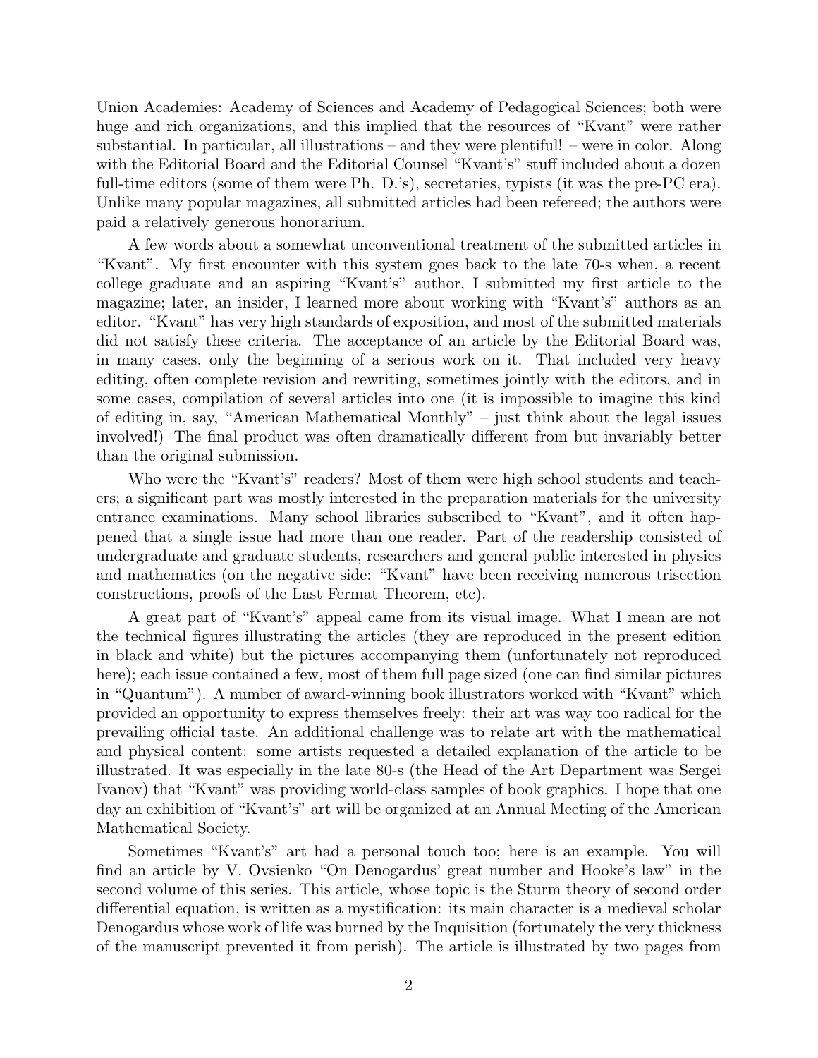Union Academies: Academy of Sciences and Academy of Pedagogical Sciences; both were huge and rich organizations, and this implied that the resources of "Kvant" were rather substantial. In particular, all illustrations – and they were plentiful! – were in color. Along with the Editorial Board and the Editorial Counsel "Kvant's" stuff included about a dozen full-time editors (some of them were Ph. D.'s), secretaries, typists (it was the pre-PC era). Unlike many popular magazines, all submitted articles had been refereed; the authors were paid a relatively generous honorarium.

A few words about a somewhat unconventional treatment of the submitted articles in "Kvant". My first encounter with this system goes back to the late 70-s when, a recent college graduate and an aspiring "Kvant's" author, I submitted my first article to the magazine; later, an insider, I learned more about working with "Kvant's" authors as an editor. "Kvant" has very high standards of exposition, and most of the submitted materials did not satisfy these criteria. The acceptance of an article by the Editorial Board was, in many cases, only the beginning of a serious work on it. That included very heavy editing, often complete revision and rewriting, sometimes jointly with the editors, and in some cases, compilation of several articles into one (it is impossible to imagine this kind of editing in, say, "American Mathematical Monthly" – just think about the legal issues involved!) The final product was often dramatically different from but invariably better than the original submission.

Who were the "Kvant's" readers? Most of them were high school students and teachers; a significant part was mostly interested in the preparation materials for the university entrance examinations. Many school libraries subscribed to "Kvant", and it often happened that a single issue had more than one reader. Part of the readership consisted of undergraduate and graduate students, researchers and general public interested in physics and mathematics (on the negative side: "Kvant" have been receiving numerous trisection constructions, proofs of the Last Fermat Theorem, etc).

A great part of "Kvant's" appeal came from its visual image. What I mean are not the technical figures illustrating the articles (they are reproduced in the present edition in black and white) but the pictures accompanying them (unfortunately not reproduced here); each issue contained a few, most of them full page sized (one can find similar pictures in "Quantum"). A number of award-winning book illustrators worked with "Kvant" which provided an opportunity to express themselves freely: their art was way too radical for the prevailing official taste. An additional challenge was to relate art with the mathematical and physical content: some artists requested a detailed explanation of the article to be illustrated. It was especially in the late 80-s (the Head of the Art Department was Sergei Ivanov) that "Kvant" was providing world-class samples of book graphics. I hope that one day an exhibition of "Kvant's" art will be organized at an Annual Meeting of the American Mathematical Society.

Sometimes "Kvant's" art had a personal touch too; here is an example. You will find an article by V. Ovsienko "On Denogardus' great number and Hooke's law" in the second volume of this series. This article, whose topic is the Sturm theory of second order differential equation, is written as a mystification: its main character is a medieval scholar Denogardus whose work of life was burned by the Inquisition (fortunately the very thickness of the manuscript prevented it from perish). The article is illustrated by two pages from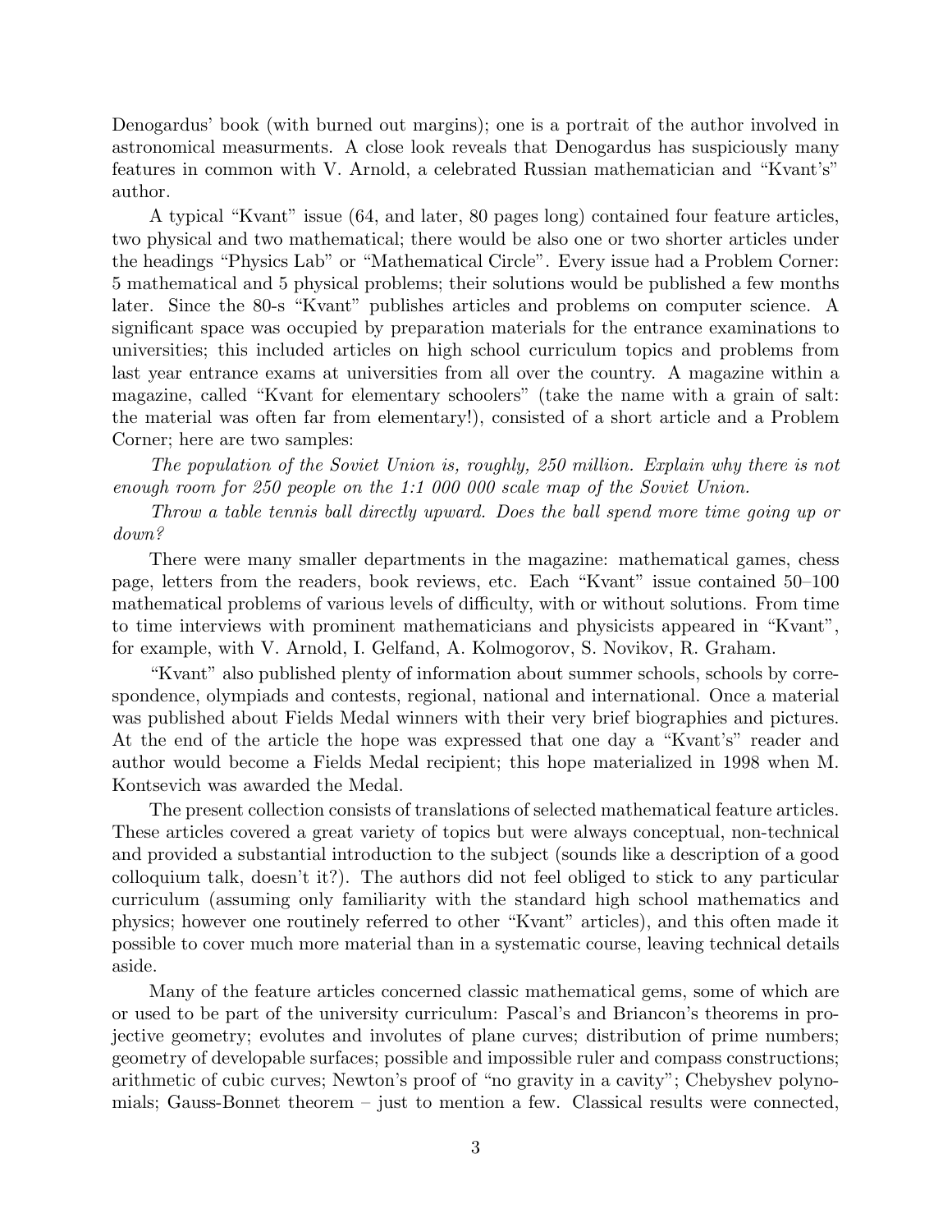Denogardus' book (with burned out margins); one is a portrait of the author involved in astronomical measurments. A close look reveals that Denogardus has suspiciously many features in common with V. Arnold, a celebrated Russian mathematician and "Kvant's" author.

A typical "Kvant" issue (64, and later, 80 pages long) contained four feature articles, two physical and two mathematical; there would be also one or two shorter articles under the headings "Physics Lab" or "Mathematical Circle". Every issue had a Problem Corner: 5 mathematical and 5 physical problems; their solutions would be published a few months later. Since the 80-s "Kvant" publishes articles and problems on computer science. A significant space was occupied by preparation materials for the entrance examinations to universities; this included articles on high school curriculum topics and problems from last year entrance exams at universities from all over the country. A magazine within a magazine, called "Kvant for elementary schoolers" (take the name with a grain of salt: the material was often far from elementary!), consisted of a short article and a Problem Corner; here are two samples:

*The population of the Soviet Union is, roughly, 250 million. Explain why there is not enough room for 250 people on the 1:1 000 000 scale map of the Soviet Union.*

*Throw a table tennis ball directly upward. Does the ball spend more time going up or down?*

There were many smaller departments in the magazine: mathematical games, chess page, letters from the readers, book reviews, etc. Each "Kvant" issue contained 50–100 mathematical problems of various levels of difficulty, with or without solutions. From time to time interviews with prominent mathematicians and physicists appeared in "Kvant", for example, with V. Arnold, I. Gelfand, A. Kolmogorov, S. Novikov, R. Graham.

"Kvant" also published plenty of information about summer schools, schools by correspondence, olympiads and contests, regional, national and international. Once a material was published about Fields Medal winners with their very brief biographies and pictures. At the end of the article the hope was expressed that one day a "Kvant's" reader and author would become a Fields Medal recipient; this hope materialized in 1998 when M. Kontsevich was awarded the Medal.

The present collection consists of translations of selected mathematical feature articles. These articles covered a great variety of topics but were always conceptual, non-technical and provided a substantial introduction to the subject (sounds like a description of a good colloquium talk, doesn't it?). The authors did not feel obliged to stick to any particular curriculum (assuming only familiarity with the standard high school mathematics and physics; however one routinely referred to other "Kvant" articles), and this often made it possible to cover much more material than in a systematic course, leaving technical details aside.

Many of the feature articles concerned classic mathematical gems, some of which are or used to be part of the university curriculum: Pascal's and Briancon's theorems in projective geometry; evolutes and involutes of plane curves; distribution of prime numbers; geometry of developable surfaces; possible and impossible ruler and compass constructions; arithmetic of cubic curves; Newton's proof of "no gravity in a cavity"; Chebyshev polynomials; Gauss-Bonnet theorem – just to mention a few. Classical results were connected,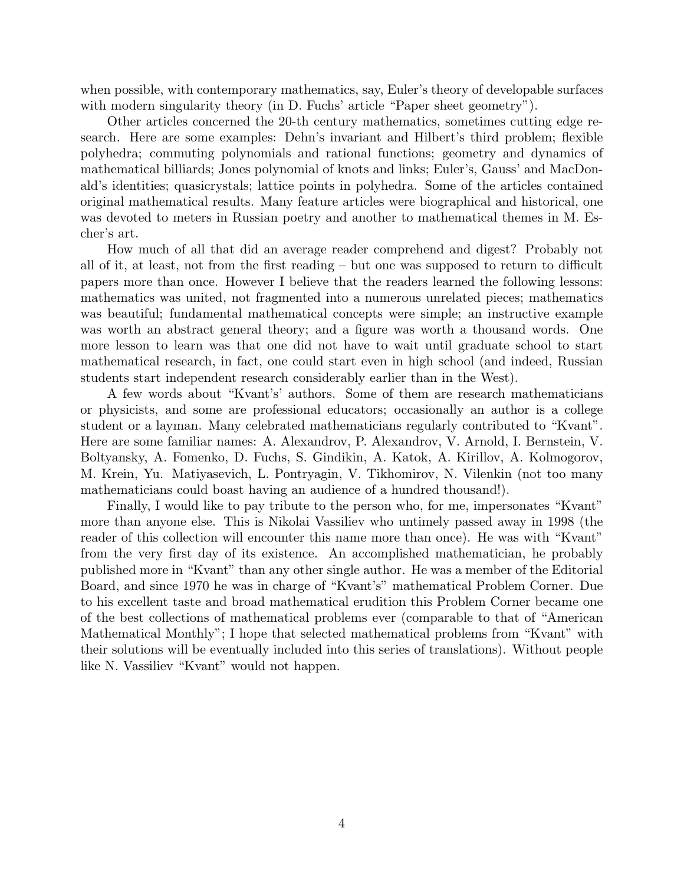when possible, with contemporary mathematics, say, Euler's theory of developable surfaces with modern singularity theory (in D. Fuchs' article "Paper sheet geometry").

Other articles concerned the 20-th century mathematics, sometimes cutting edge research. Here are some examples: Dehn's invariant and Hilbert's third problem; flexible polyhedra; commuting polynomials and rational functions; geometry and dynamics of mathematical billiards; Jones polynomial of knots and links; Euler's, Gauss' and MacDonald's identities; quasicrystals; lattice points in polyhedra. Some of the articles contained original mathematical results. Many feature articles were biographical and historical, one was devoted to meters in Russian poetry and another to mathematical themes in M. Escher's art.

How much of all that did an average reader comprehend and digest? Probably not all of it, at least, not from the first reading – but one was supposed to return to difficult papers more than once. However I believe that the readers learned the following lessons: mathematics was united, not fragmented into a numerous unrelated pieces; mathematics was beautiful; fundamental mathematical concepts were simple; an instructive example was worth an abstract general theory; and a figure was worth a thousand words. One more lesson to learn was that one did not have to wait until graduate school to start mathematical research, in fact, one could start even in high school (and indeed, Russian students start independent research considerably earlier than in the West).

A few words about "Kvant's' authors. Some of them are research mathematicians or physicists, and some are professional educators; occasionally an author is a college student or a layman. Many celebrated mathematicians regularly contributed to "Kvant". Here are some familiar names: A. Alexandrov, P. Alexandrov, V. Arnold, I. Bernstein, V. Boltyansky, A. Fomenko, D. Fuchs, S. Gindikin, A. Katok, A. Kirillov, A. Kolmogorov, M. Krein, Yu. Matiyasevich, L. Pontryagin, V. Tikhomirov, N. Vilenkin (not too many mathematicians could boast having an audience of a hundred thousand!).

Finally, I would like to pay tribute to the person who, for me, impersonates "Kvant" more than anyone else. This is Nikolai Vassiliev who untimely passed away in 1998 (the reader of this collection will encounter this name more than once). He was with "Kvant" from the very first day of its existence. An accomplished mathematician, he probably published more in "Kvant" than any other single author. He was a member of the Editorial Board, and since 1970 he was in charge of "Kvant's" mathematical Problem Corner. Due to his excellent taste and broad mathematical erudition this Problem Corner became one of the best collections of mathematical problems ever (comparable to that of "American Mathematical Monthly"; I hope that selected mathematical problems from "Kvant" with their solutions will be eventually included into this series of translations). Without people like N. Vassiliev "Kvant" would not happen.